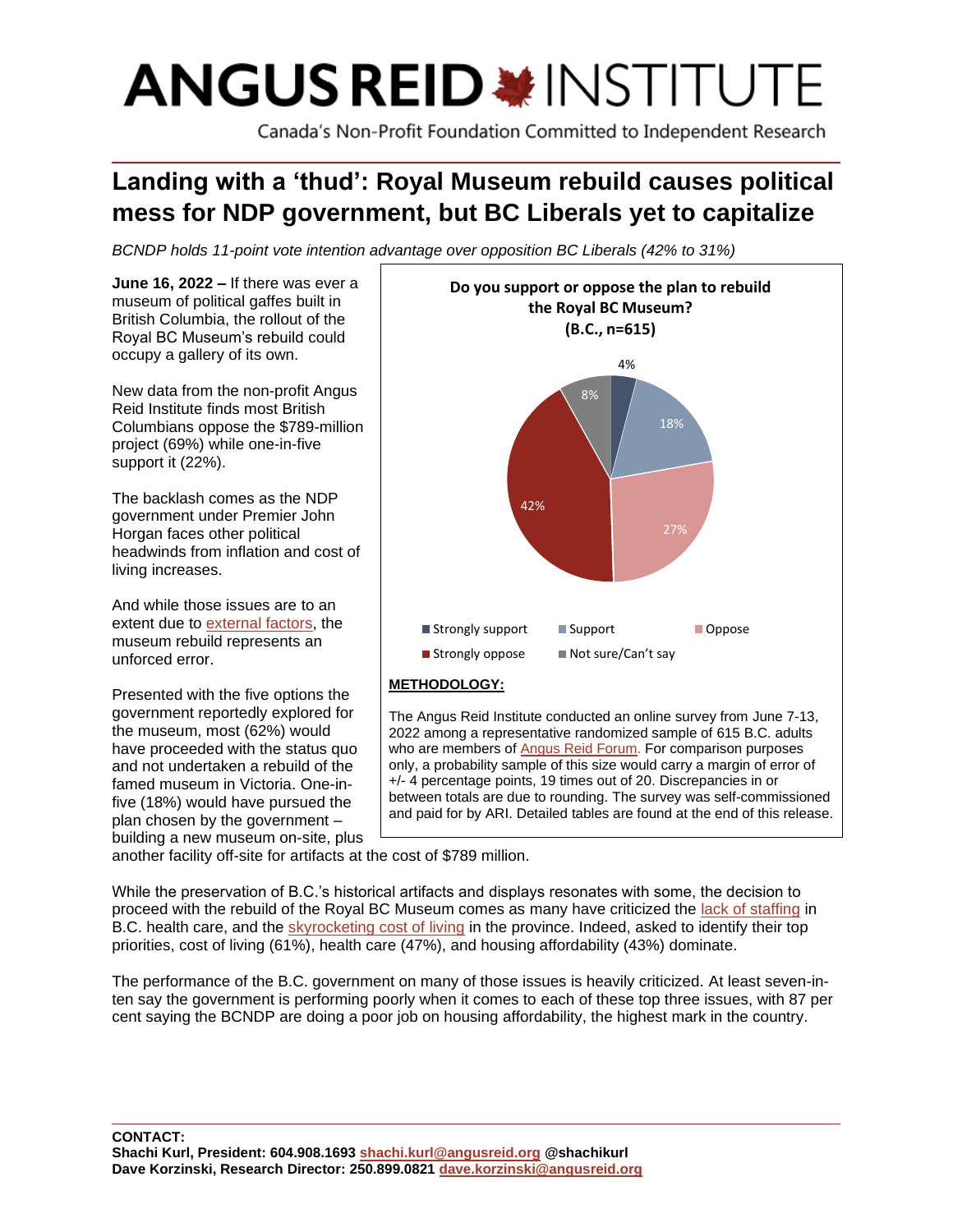# ANGUS REID INSTITUTE

Canada's Non-Profit Foundation Committed to Independent Research

## Landing with a 'thud': Royal Museum rebuild causes political mess for NDP government, but BC Liberals yet to capitalize

*BCNDP holds 11-point vote intention advantage over opposition BC Liberals (42% to 31%)*

**June 16, 2022 –** If there was ever a museum of political gaffes built in British Columbia, the rollout of the Royal BC Museum's rebuild could occupy a gallery of its own.

New data from the non-profit Angus Reid Institute finds most British Columbians oppose the $789-million project (69%) while one-in-five support it (22%).

The backlash comes as the NDP government under Premier John Horgan faces other political headwinds from inflation and cost of living increases.

And while those issues are to an extent due to external factors, the museum rebuild represents an unforced error.

Presented with the five options the government reportedly explored for the museum, most (62%) would have proceeded with the status quo and not undertaken a rebuild of the famed museum in Victoria. One-in-five (18%) would have pursued the plan chosen by the government – building a new museum on-site, plus another facility off-site for artifacts at the cost of $789 million.

**Do you support or oppose the plan to rebuild the Royal BC Museum? (B.C., n=615)**

| Response | % |
| --- | --- |
| Strongly support | 4% |
| Support | 18% |
| Oppose | 27% |
| Strongly oppose | 42% |
| Not sure/Can't say | 8% |

**METHODOLOGY:**

The Angus Reid Institute conducted an online survey from June 7-13, 2022 among a representative randomized sample of 615 B.C. adults who are members of Angus Reid Forum. For comparison purposes only, a probability sample of this size would carry a margin of error of +/- 4 percentage points, 19 times out of 20. Discrepancies in or between totals are due to rounding. The survey was self-commissioned and paid for by ARI. Detailed tables are found at the end of this release.

While the preservation of B.C.'s historical artifacts and displays resonates with some, the decision to proceed with the rebuild of the Royal BC Museum comes as many have criticized the lack of staffing in B.C. health care, and the skyrocketing cost of living in the province. Indeed, asked to identify their top priorities, cost of living (61%), health care (47%), and housing affordability (43%) dominate.

The performance of the B.C. government on many of those issues is heavily criticized. At least seven-in-ten say the government is performing poorly when it comes to each of these top three issues, with 87 per cent saying the BCNDP are doing a poor job on housing affordability, the highest mark in the country.

**CONTACT:**
**Shachi Kurl, President: 604.908.1693 shachi.kurl@angusreid.org @shachikurl**
**Dave Korzinski, Research Director: 250.899.0821 dave.korzinski@angusreid.org**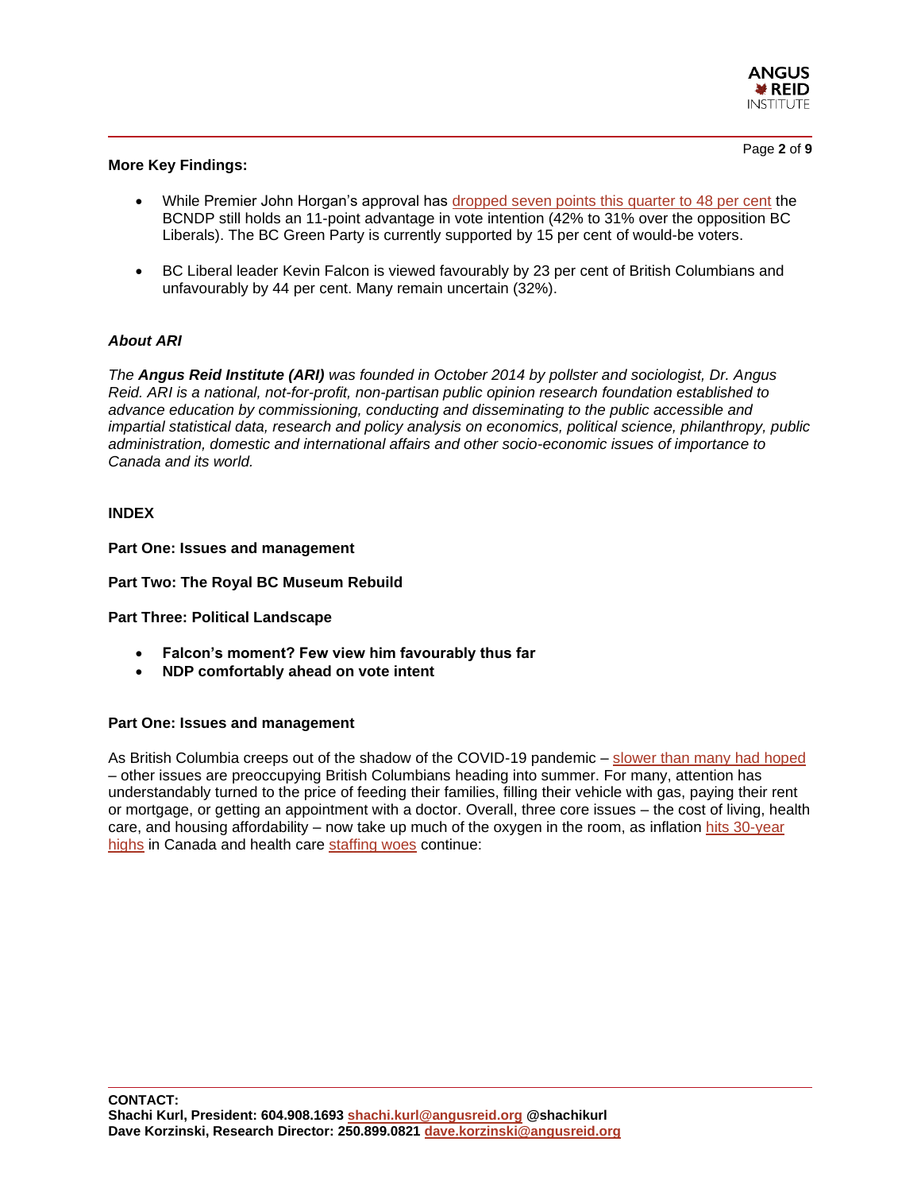**More Key Findings:**

- While Premier John Horgan's approval has dropped seven points this quarter to 48 per cent the BCNDP still holds an 11-point advantage in vote intention (42% to 31% over the opposition BC Liberals). The BC Green Party is currently supported by 15 per cent of would-be voters.
- BC Liberal leader Kevin Falcon is viewed favourably by 23 per cent of British Columbians and unfavourably by 44 per cent. Many remain uncertain (32%).

***About ARI***

*The **Angus Reid Institute (ARI)** was founded in October 2014 by pollster and sociologist, Dr. Angus Reid. ARI is a national, not-for-profit, non-partisan public opinion research foundation established to advance education by commissioning, conducting and disseminating to the public accessible and impartial statistical data, research and policy analysis on economics, political science, philanthropy, public administration, domestic and international affairs and other socio-economic issues of importance to Canada and its world.*

**INDEX**

**Part One: Issues and management**

**Part Two: The Royal BC Museum Rebuild**

**Part Three: Political Landscape**

- **Falcon's moment? Few view him favourably thus far**
- **NDP comfortably ahead on vote intent**

**Part One: Issues and management**

As British Columbia creeps out of the shadow of the COVID-19 pandemic – slower than many had hoped – other issues are preoccupying British Columbians heading into summer. For many, attention has understandably turned to the price of feeding their families, filling their vehicle with gas, paying their rent or mortgage, or getting an appointment with a doctor. Overall, three core issues – the cost of living, health care, and housing affordability – now take up much of the oxygen in the room, as inflation hits 30-year highs in Canada and health care staffing woes continue:

**CONTACT:**
**Shachi Kurl, President: 604.908.1693 shachi.kurl@angusreid.org @shachikurl**
**Dave Korzinski, Research Director: 250.899.0821 dave.korzinski@angusreid.org**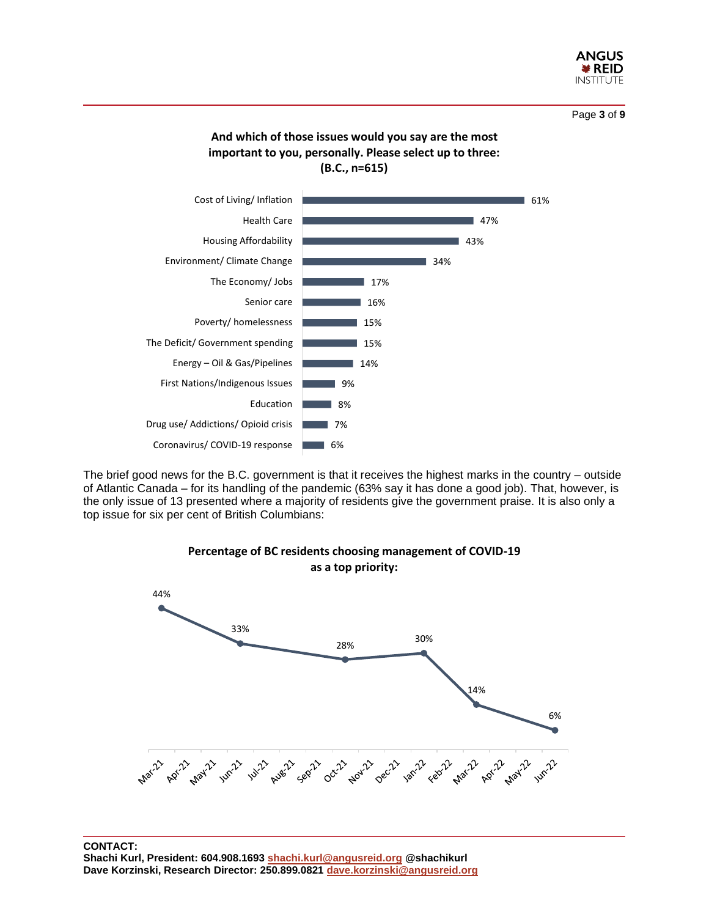**And which of those issues would you say are the most important to you, personally. Please select up to three: (B.C., n=615)**

| Issue | % |
|---|---|
| Cost of Living/ Inflation | 61% |
| Health Care | 47% |
| Housing Affordability | 43% |
| Environment/ Climate Change | 34% |
| The Economy/ Jobs | 17% |
| Senior care | 16% |
| Poverty/ homelessness | 15% |
| The Deficit/ Government spending | 15% |
| Energy – Oil & Gas/Pipelines | 14% |
| First Nations/Indigenous Issues | 9% |
| Education | 8% |
| Drug use/ Addictions/ Opioid crisis | 7% |
| Coronavirus/ COVID-19 response | 6% |

The brief good news for the B.C. government is that it receives the highest marks in the country – outside of Atlantic Canada – for its handling of the pandemic (63% say it has done a good job). That, however, is the only issue of 13 presented where a majority of residents give the government praise. It is also only a top issue for six per cent of British Columbians:

**Percentage of BC residents choosing management of COVID-19 as a top priority:**

| Date | % |
|---|---|
| Mar-21 | 44% |
| Jun-21 | 33% |
| Oct-21 | 28% |
| Jan-22 | 30% |
| Mar-22 | 14% |
| Jun-22 | 6% |

**CONTACT:**
**Shachi Kurl, President: 604.908.1693 shachi.kurl@angusreid.org @shachikurl**
**Dave Korzinski, Research Director: 250.899.0821 dave.korzinski@angusreid.org**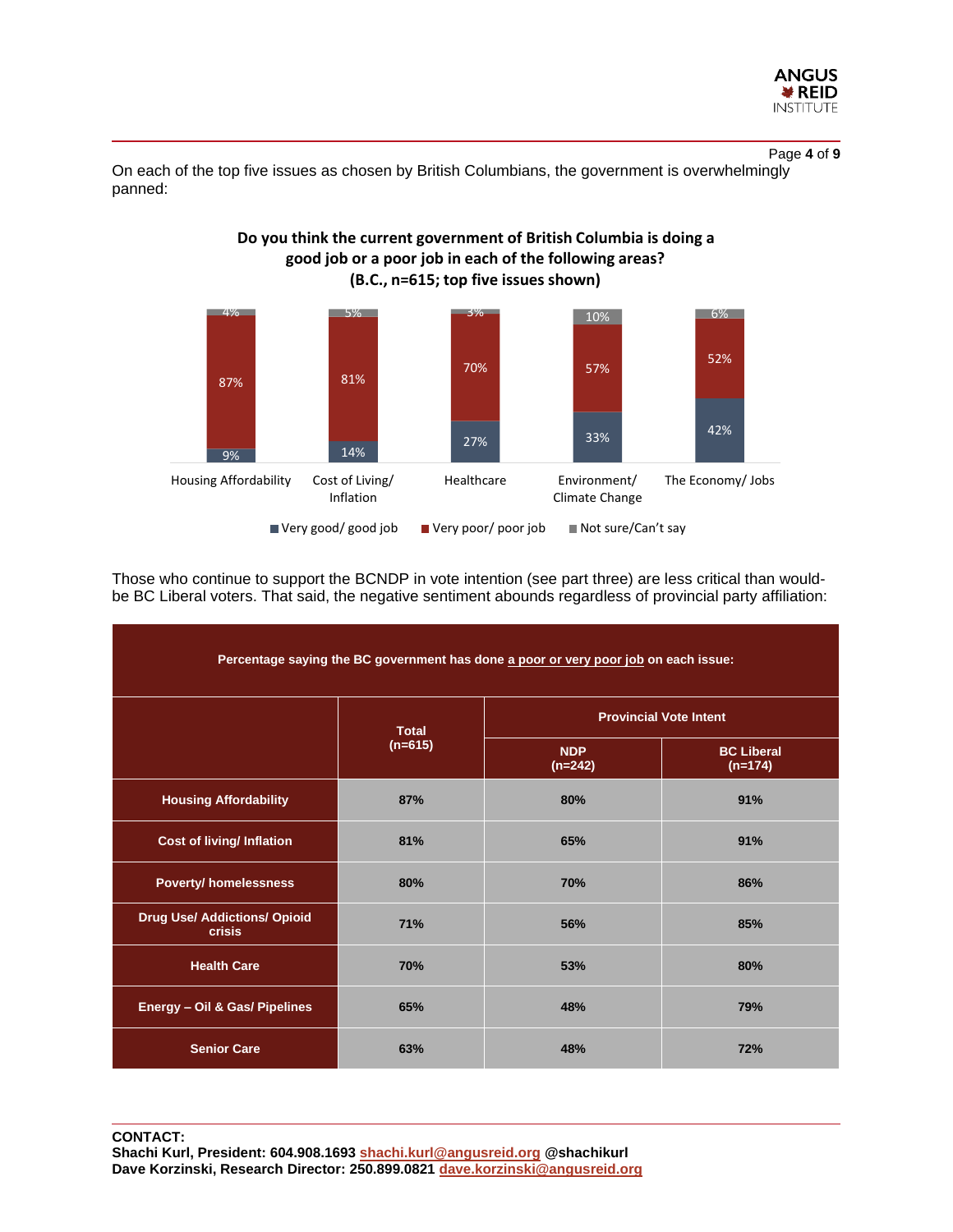On each of the top five issues as chosen by British Columbians, the government is overwhelmingly panned:

**Do you think the current government of British Columbia is doing a good job or a poor job in each of the following areas? (B.C., n=615; top five issues shown)**

| | Very good/ good job | Very poor/ poor job | Not sure/Can't say |
|---|---|---|---|
| Housing Affordability | 9% | 87% | 4% |
| Cost of Living/ Inflation | 14% | 81% | 5% |
| Healthcare | 27% | 70% | 3% |
| Environment/ Climate Change | 33% | 57% | 10% |
| The Economy/ Jobs | 42% | 52% | 6% |

Those who continue to support the BCNDP in vote intention (see part three) are less critical than would-be BC Liberal voters. That said, the negative sentiment abounds regardless of provincial party affiliation:

**Percentage saying the BC government has done a poor or very poor job on each issue:**

| | Total (n=615) | Provincial Vote Intent | |
|---|---|---|---|
| | | NDP (n=242) | BC Liberal (n=174) |
| Housing Affordability | 87% | 80% | 91% |
| Cost of living/ Inflation | 81% | 65% | 91% |
| Poverty/ homelessness | 80% | 70% | 86% |
| Drug Use/ Addictions/ Opioid crisis | 71% | 56% | 85% |
| Health Care | 70% | 53% | 80% |
| Energy – Oil & Gas/ Pipelines | 65% | 48% | 79% |
| Senior Care | 63% | 48% | 72% |

**CONTACT:**
**Shachi Kurl, President: 604.908.1693 shachi.kurl@angusreid.org @shachikurl**
**Dave Korzinski, Research Director: 250.899.0821 dave.korzinski@angusreid.org**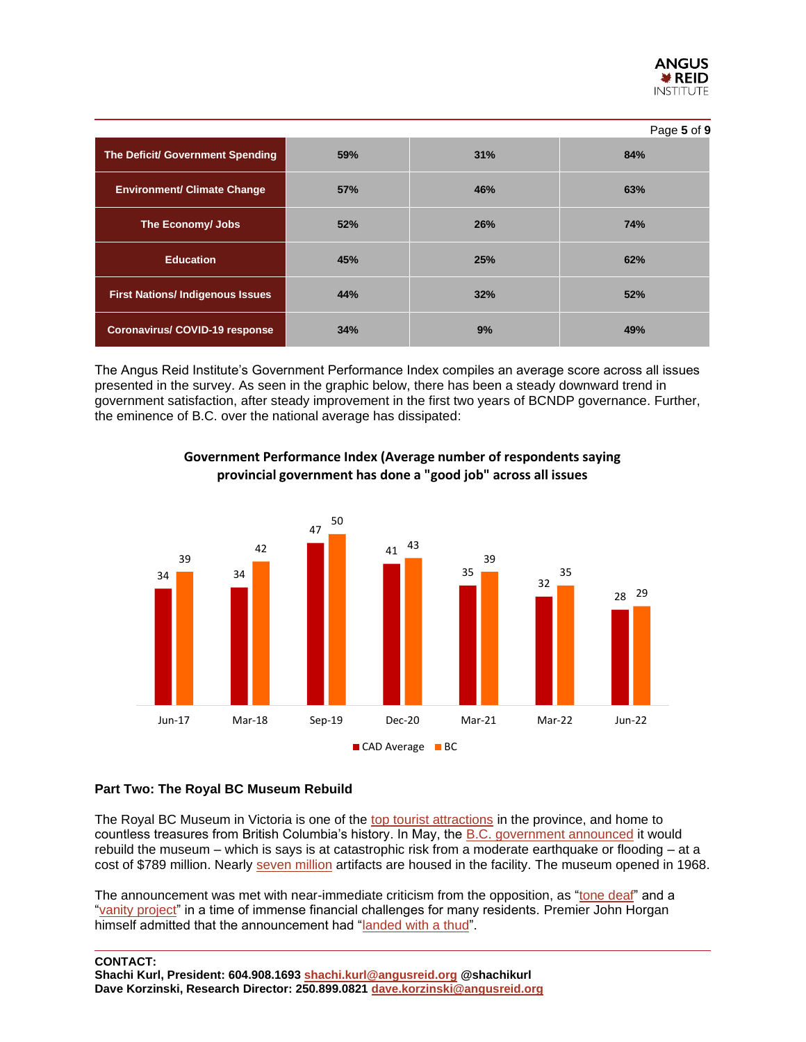| | | | |
|---|---|---|---|
| **The Deficit/ Government Spending** | 59% | 31% | 84% |
| **Environment/ Climate Change** | 57% | 46% | 63% |
| **The Economy/ Jobs** | 52% | 26% | 74% |
| **Education** | 45% | 25% | 62% |
| **First Nations/ Indigenous Issues** | 44% | 32% | 52% |
| **Coronavirus/ COVID-19 response** | 34% | 9% | 49% |

The Angus Reid Institute's Government Performance Index compiles an average score across all issues presented in the survey. As seen in the graphic below, there has been a steady downward trend in government satisfaction, after steady improvement in the first two years of BCNDP governance. Further, the eminence of B.C. over the national average has dissipated:

**Government Performance Index (Average number of respondents saying provincial government has done a "good job" across all issues**

| | CAD Average | BC |
|---|---|---|
| Jun-17 | 34 | 39 |
| Mar-18 | 34 | 42 |
| Sep-19 | 47 | 50 |
| Dec-20 | 41 | 43 |
| Mar-21 | 35 | 39 |
| Mar-22 | 32 | 35 |
| Jun-22 | 28 | 29 |

### Part Two: The Royal BC Museum Rebuild

The Royal BC Museum in Victoria is one of the top tourist attractions in the province, and home to countless treasures from British Columbia's history. In May, the B.C. government announced it would rebuild the museum – which is says is at catastrophic risk from a moderate earthquake or flooding – at a cost of $789 million. Nearly seven million artifacts are housed in the facility. The museum opened in 1968.

The announcement was met with near-immediate criticism from the opposition, as "tone deaf" and a "vanity project" in a time of immense financial challenges for many residents. Premier John Horgan himself admitted that the announcement had "landed with a thud".

**CONTACT:**
**Shachi Kurl, President: 604.908.1693 shachi.kurl@angusreid.org @shachikurl**
**Dave Korzinski, Research Director: 250.899.0821 dave.korzinski@angusreid.org**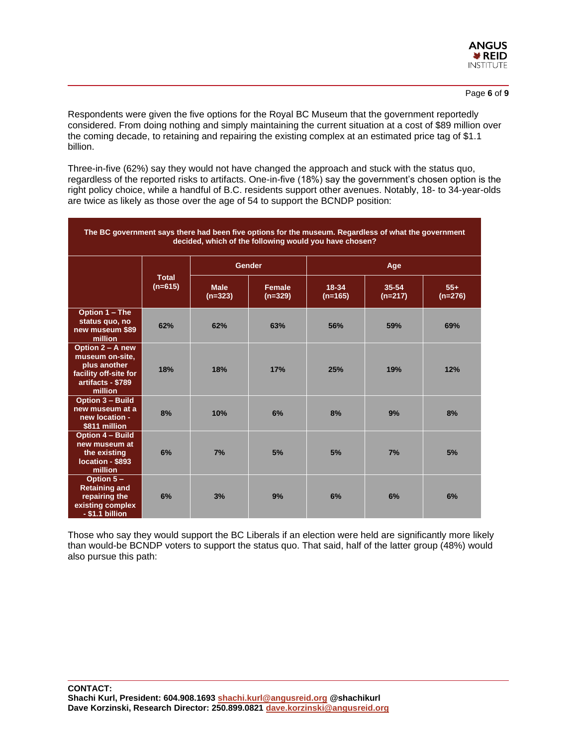Respondents were given the five options for the Royal BC Museum that the government reportedly considered. From doing nothing and simply maintaining the current situation at a cost of $89 million over the coming decade, to retaining and repairing the existing complex at an estimated price tag of $1.1 billion.

Three-in-five (62%) say they would not have changed the approach and stuck with the status quo, regardless of the reported risks to artifacts. One-in-five (18%) say the government's chosen option is the right policy choice, while a handful of B.C. residents support other avenues. Notably, 18- to 34-year-olds are twice as likely as those over the age of 54 to support the BCNDP position:

**The BC government says there had been five options for the museum. Regardless of what the government decided, which of the following would you have chosen?**

| | Total (n=615) | Gender | | Age | | |
|---|---|---|---|---|---|---|
| | | Male (n=323) | Female (n=329) | 18-34 (n=165) | 35-54 (n=217) | 55+ (n=276) |
| Option 1 – The status quo, no new museum $89 million | 62% | 62% | 63% | 56% | 59% | 69% |
| Option 2 – A new museum on-site, plus another facility off-site for artifacts - $789 million | 18% | 18% | 17% | 25% | 19% | 12% |
| Option 3 – Build new museum at a new location - $811 million | 8% | 10% | 6% | 8% | 9% | 8% |
| Option 4 – Build new museum at the existing location - $893 million | 6% | 7% | 5% | 5% | 7% | 5% |
| Option 5 – Retaining and repairing the existing complex - $1.1 billion | 6% | 3% | 9% | 6% | 6% | 6% |

Those who say they would support the BC Liberals if an election were held are significantly more likely than would-be BCNDP voters to support the status quo. That said, half of the latter group (48%) would also pursue this path:

**CONTACT:**
**Shachi Kurl, President: 604.908.1693 shachi.kurl@angusreid.org @shachikurl**
**Dave Korzinski, Research Director: 250.899.0821 dave.korzinski@angusreid.org**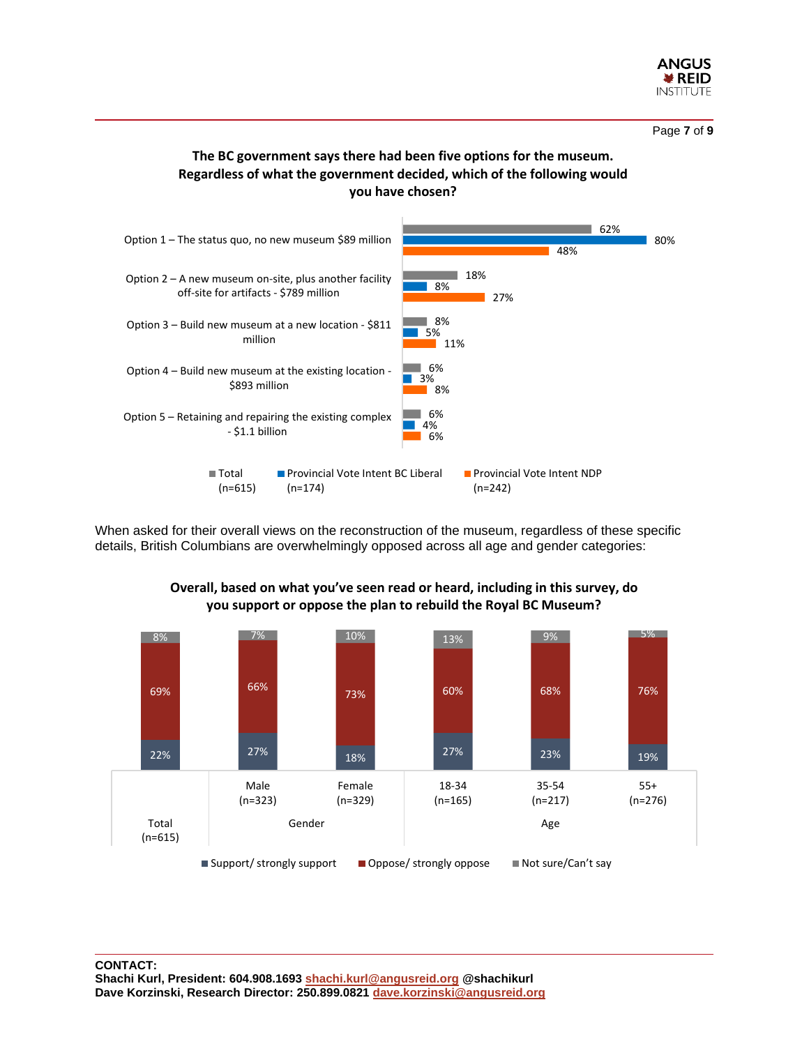**The BC government says there had been five options for the museum. Regardless of what the government decided, which of the following would you have chosen?**

| Option | Total (n=615) | Provincial Vote Intent BC Liberal (n=174) | Provincial Vote Intent NDP (n=242) |
|---|---|---|---|
| Option 1 – The status quo, no new museum $89 million | 62% | 80% | 48% |
| Option 2 – A new museum on-site, plus another facility off-site for artifacts - $789 million | 18% | 8% | 27% |
| Option 3 – Build new museum at a new location - $811 million | 8% | 5% | 11% |
| Option 4 – Build new museum at the existing location - $893 million | 6% | 3% | 8% |
| Option 5 – Retaining and repairing the existing complex - $1.1 billion | 6% | 4% | 6% |

When asked for their overall views on the reconstruction of the museum, regardless of these specific details, British Columbians are overwhelmingly opposed across all age and gender categories:

**Overall, based on what you've seen read or heard, including in this survey, do you support or oppose the plan to rebuild the Royal BC Museum?**

| | Total (n=615) | Gender: Male (n=323) | Gender: Female (n=329) | Age: 18-34 (n=165) | Age: 35-54 (n=217) | Age: 55+ (n=276) |
|---|---|---|---|---|---|---|
| Support/ strongly support | 22% | 27% | 18% | 27% | 23% | 19% |
| Oppose/ strongly oppose | 69% | 66% | 73% | 60% | 68% | 76% |
| Not sure/Can't say | 8% | 7% | 10% | 13% | 9% | 5% |

**CONTACT:**
**Shachi Kurl, President: 604.908.1693 shachi.kurl@angusreid.org @shachikurl**
**Dave Korzinski, Research Director: 250.899.0821 dave.korzinski@angusreid.org**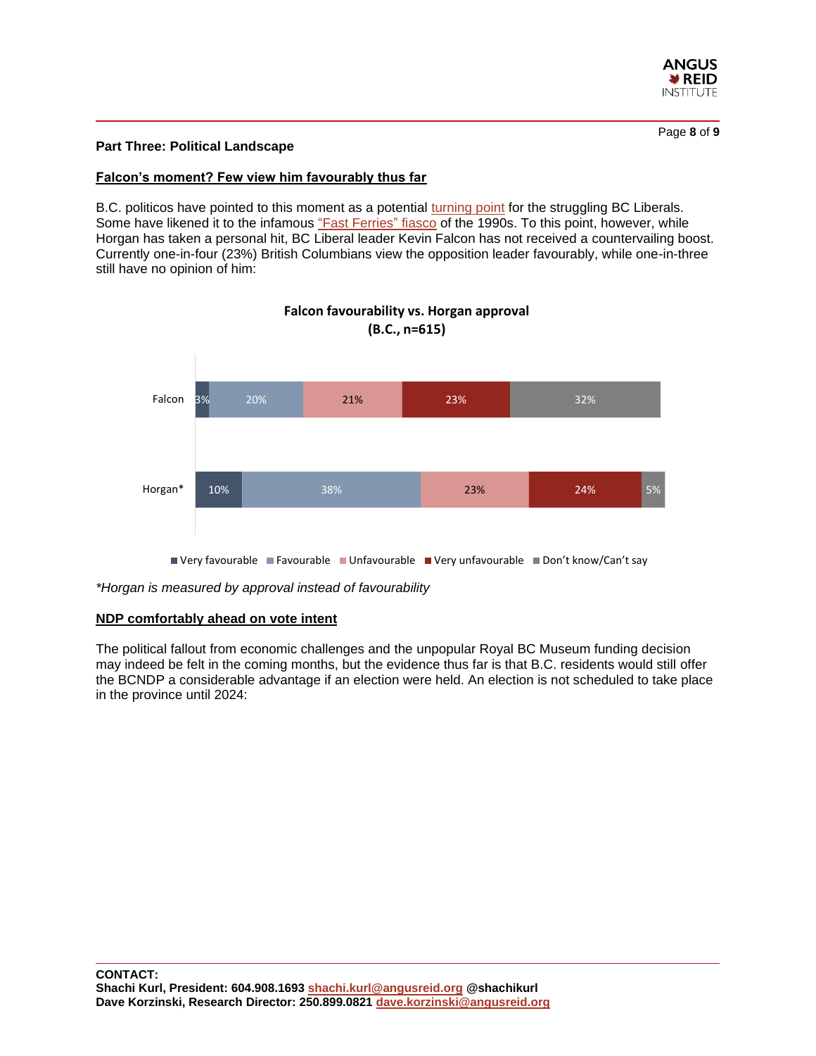## Part Three: Political Landscape

### Falcon's moment? Few view him favourably thus far

B.C. politicos have pointed to this moment as a potential turning point for the struggling BC Liberals. Some have likened it to the infamous "Fast Ferries" fiasco of the 1990s. To this point, however, while Horgan has taken a personal hit, BC Liberal leader Kevin Falcon has not received a countervailing boost. Currently one-in-four (23%) British Columbians view the opposition leader favourably, while one-in-three still have no opinion of him:

**Falcon favourability vs. Horgan approval (B.C., n=615)**

| | Very favourable | Favourable | Unfavourable | Very unfavourable | Don't know/Can't say |
|---|---|---|---|---|---|
| Falcon | 3% | 20% | 21% | 23% | 32% |
| Horgan* | 10% | 38% | 23% | 24% | 5% |

*\*Horgan is measured by approval instead of favourability*

### NDP comfortably ahead on vote intent

The political fallout from economic challenges and the unpopular Royal BC Museum funding decision may indeed be felt in the coming months, but the evidence thus far is that B.C. residents would still offer the BCNDP a considerable advantage if an election were held. An election is not scheduled to take place in the province until 2024:

**CONTACT:**
**Shachi Kurl, President: 604.908.1693 shachi.kurl@angusreid.org @shachikurl**
**Dave Korzinski, Research Director: 250.899.0821 dave.korzinski@angusreid.org**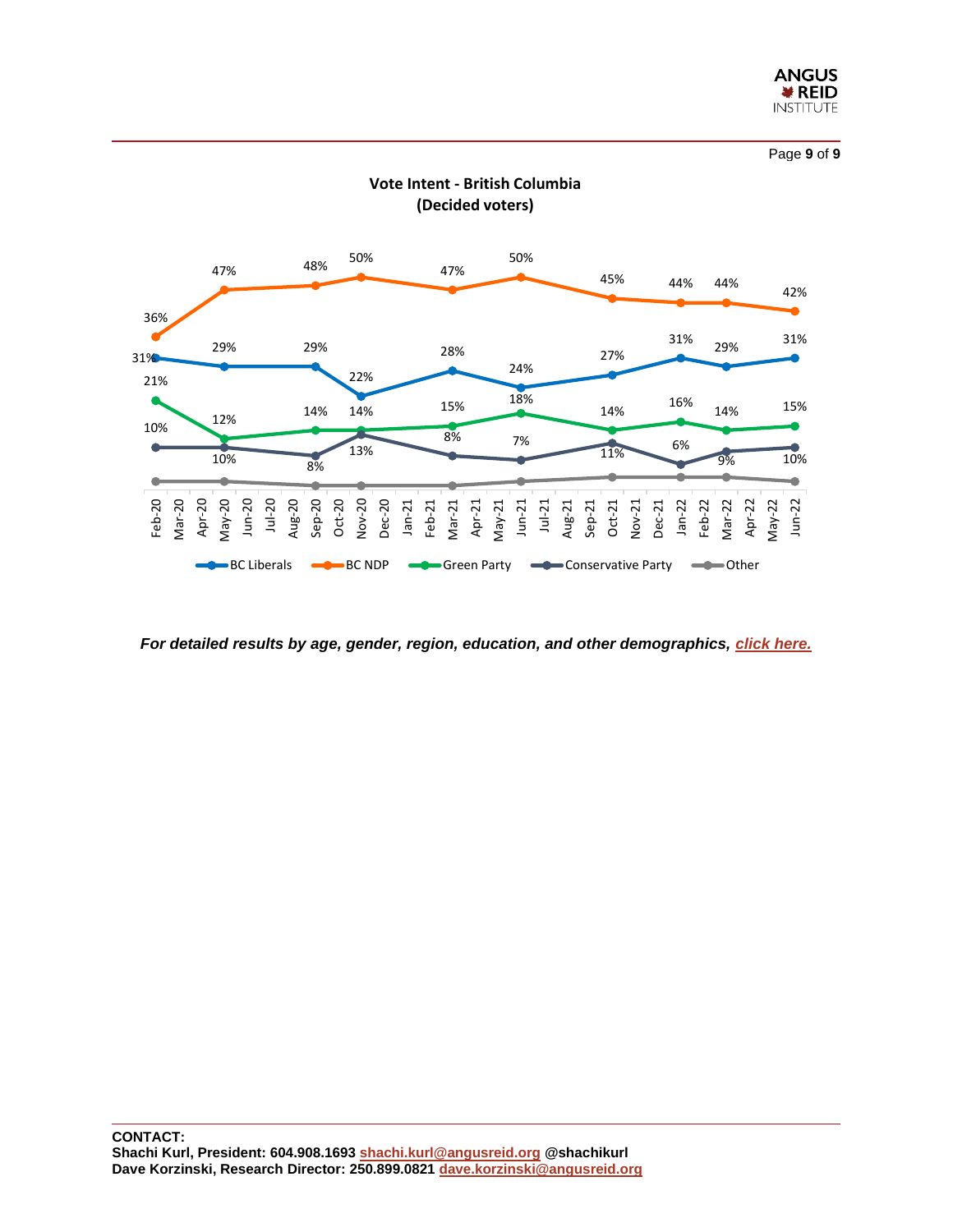**Vote Intent - British Columbia**
**(Decided voters)**

BC NDP: 36%, 47%, 48%, 50%, 47%, 50%, 45%, 44%, 44%, 42%

BC Liberals: 31%, 29%, 29%, 22%, 28%, 24%, 27%, 31%, 29%, 31%

Green Party: 21%, 12%, 14%, 14%, 15%, 18%, 14%, 16%, 14%, 15%

Conservative Party: 10%, 10%, 8%, 13%, 8%, 7%, 11%, 6%, 9%, 10%

Feb-20 Mar-20 Apr-20 May-20 Jun-20 Jul-20 Aug-20 Sep-20 Oct-20 Nov-20 Dec-20 Jan-21 Feb-21 Mar-21 Apr-21 May-21 Jun-21 Jul-21 Aug-21 Sep-21 Oct-21 Nov-21 Dec-21 Jan-22 Feb-22 Mar-22 Apr-22 May-22 Jun-22

BC Liberals, BC NDP, Green Party, Conservative Party, Other

*For detailed results by age, gender, region, education, and other demographics, [click here.](#)*

**CONTACT:**
**Shachi Kurl, President: 604.908.1693 [shachi.kurl@angusreid.org](mailto:shachi.kurl@angusreid.org) @shachikurl**
**Dave Korzinski, Research Director: 250.899.0821 [dave.korzinski@angusreid.org](mailto:dave.korzinski@angusreid.org)**